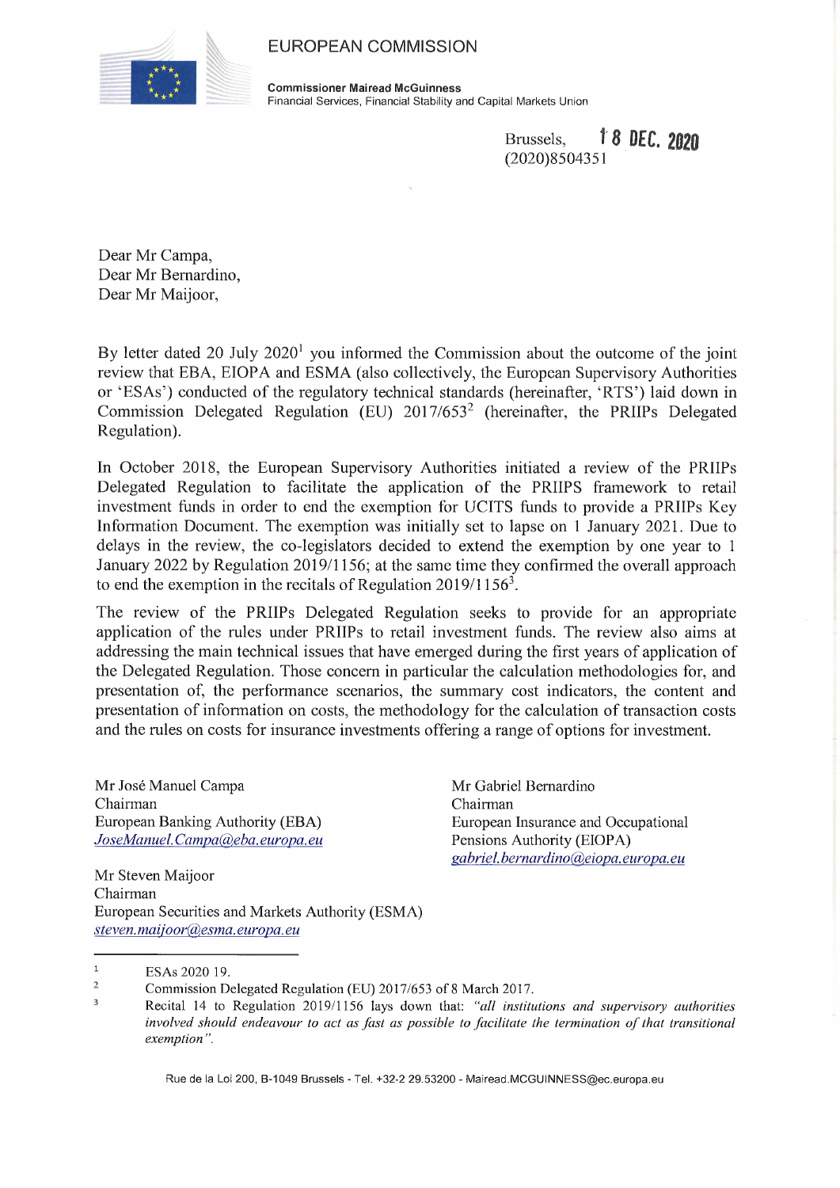EUROPEAN COMMISSION

**Commissioner Mairead McGuinness**
Financial Services, Financial Stability and Capital Markets Union

Brussels, 18 DEC. 2020
(2020)8504351

Dear Mr Campa,
Dear Mr Bernardino,
Dear Mr Maijoor,

By letter dated 20 July 2020[1] you informed the Commission about the outcome of the joint review that EBA, EIOPA and ESMA (also collectively, the European Supervisory Authorities or 'ESAs') conducted of the regulatory technical standards (hereinafter, 'RTS') laid down in Commission Delegated Regulation (EU) 2017/653[2] (hereinafter, the PRIIPs Delegated Regulation).

In October 2018, the European Supervisory Authorities initiated a review of the PRIIPs Delegated Regulation to facilitate the application of the PRIIPS framework to retail investment funds in order to end the exemption for UCITS funds to provide a PRIIPs Key Information Document. The exemption was initially set to lapse on 1 January 2021. Due to delays in the review, the co-legislators decided to extend the exemption by one year to 1 January 2022 by Regulation 2019/1156; at the same time they confirmed the overall approach to end the exemption in the recitals of Regulation 2019/1156[3].

The review of the PRIIPs Delegated Regulation seeks to provide for an appropriate application of the rules under PRIIPs to retail investment funds. The review also aims at addressing the main technical issues that have emerged during the first years of application of the Delegated Regulation. Those concern in particular the calculation methodologies for, and presentation of, the performance scenarios, the summary cost indicators, the content and presentation of information on costs, the methodology for the calculation of transaction costs and the rules on costs for insurance investments offering a range of options for investment.

Mr José Manuel Campa
Chairman
European Banking Authority (EBA)
*JoseManuel.Campa@eba.europa.eu*

Mr Gabriel Bernardino
Chairman
European Insurance and Occupational Pensions Authority (EIOPA)
*gabriel.bernardino@eiopa.europa.eu*

Mr Steven Maijoor
Chairman
European Securities and Markets Authority (ESMA)
*steven.maijoor@esma.europa.eu*

---

[1] ESAs 2020 19.

[2] Commission Delegated Regulation (EU) 2017/653 of 8 March 2017.

[3] Recital 14 to Regulation 2019/1156 lays down that: *"all institutions and supervisory authorities involved should endeavour to act as fast as possible to facilitate the termination of that transitional exemption".*

Rue de la Loi 200, B-1049 Brussels - Tel. +32-2 29.53200 - Mairead.MCGUINNESS@ec.europa.eu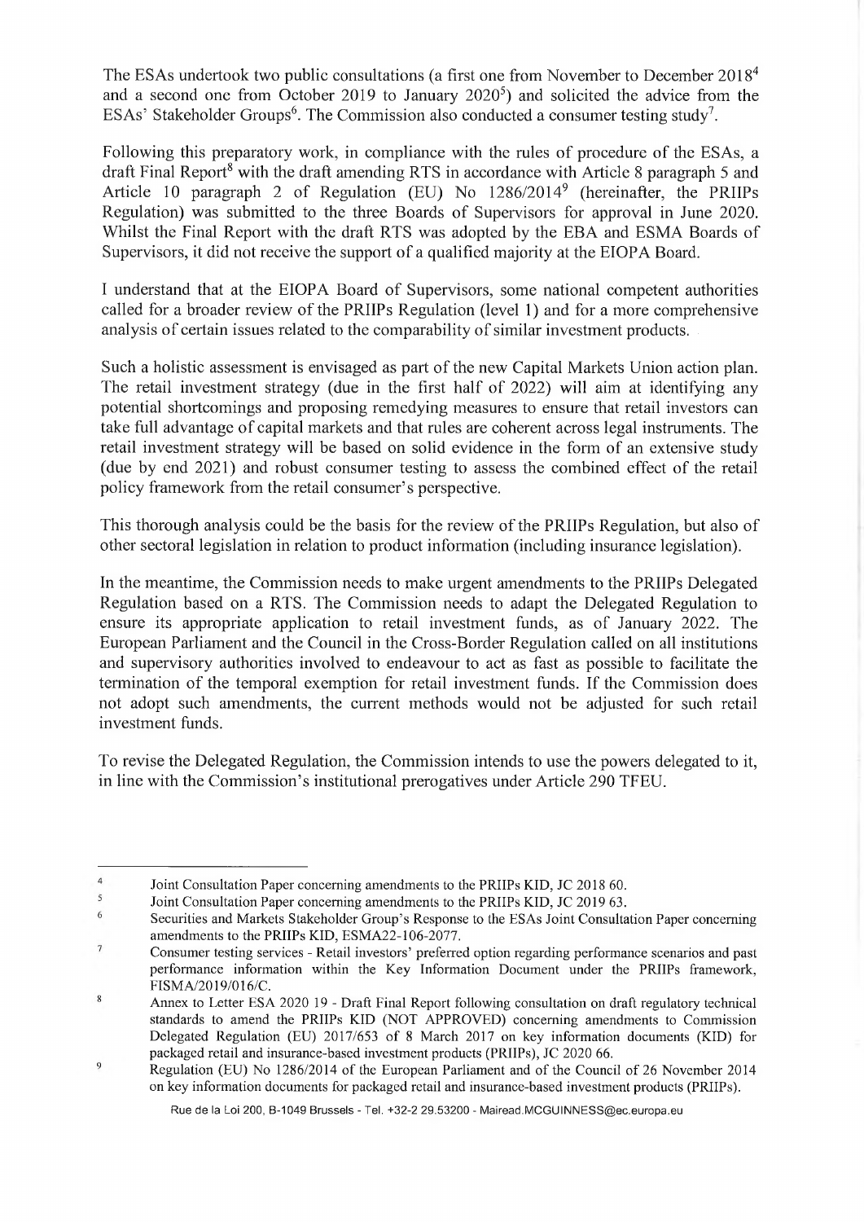The ESAs undertook two public consultations (a first one from November to December 2018[4] and a second one from October 2019 to January 2020[5]) and solicited the advice from the ESAs' Stakeholder Groups[6]. The Commission also conducted a consumer testing study[7].

Following this preparatory work, in compliance with the rules of procedure of the ESAs, a draft Final Report[8] with the draft amending RTS in accordance with Article 8 paragraph 5 and Article 10 paragraph 2 of Regulation (EU) No 1286/2014[9] (hereinafter, the PRIIPs Regulation) was submitted to the three Boards of Supervisors for approval in June 2020. Whilst the Final Report with the draft RTS was adopted by the EBA and ESMA Boards of Supervisors, it did not receive the support of a qualified majority at the EIOPA Board.

I understand that at the EIOPA Board of Supervisors, some national competent authorities called for a broader review of the PRIIPs Regulation (level 1) and for a more comprehensive analysis of certain issues related to the comparability of similar investment products.

Such a holistic assessment is envisaged as part of the new Capital Markets Union action plan. The retail investment strategy (due in the first half of 2022) will aim at identifying any potential shortcomings and proposing remedying measures to ensure that retail investors can take full advantage of capital markets and that rules are coherent across legal instruments. The retail investment strategy will be based on solid evidence in the form of an extensive study (due by end 2021) and robust consumer testing to assess the combined effect of the retail policy framework from the retail consumer's perspective.

This thorough analysis could be the basis for the review of the PRIIPs Regulation, but also of other sectoral legislation in relation to product information (including insurance legislation).

In the meantime, the Commission needs to make urgent amendments to the PRIIPs Delegated Regulation based on a RTS. The Commission needs to adapt the Delegated Regulation to ensure its appropriate application to retail investment funds, as of January 2022. The European Parliament and the Council in the Cross-Border Regulation called on all institutions and supervisory authorities involved to endeavour to act as fast as possible to facilitate the termination of the temporal exemption for retail investment funds. If the Commission does not adopt such amendments, the current methods would not be adjusted for such retail investment funds.

To revise the Delegated Regulation, the Commission intends to use the powers delegated to it, in line with the Commission's institutional prerogatives under Article 290 TFEU.

---

[4] Joint Consultation Paper concerning amendments to the PRIIPs KID, JC 2018 60.

[5] Joint Consultation Paper concerning amendments to the PRIIPs KID, JC 2019 63.

[6] Securities and Markets Stakeholder Group's Response to the ESAs Joint Consultation Paper concerning amendments to the PRIIPs KID, ESMA22-106-2077.

[7] Consumer testing services - Retail investors' preferred option regarding performance scenarios and past performance information within the Key Information Document under the PRIIPs framework, FISMA/2019/016/C.

[8] Annex to Letter ESA 2020 19 - Draft Final Report following consultation on draft regulatory technical standards to amend the PRIIPs KID (NOT APPROVED) concerning amendments to Commission Delegated Regulation (EU) 2017/653 of 8 March 2017 on key information documents (KID) for packaged retail and insurance-based investment products (PRIIPs), JC 2020 66.

[9] Regulation (EU) No 1286/2014 of the European Parliament and of the Council of 26 November 2014 on key information documents for packaged retail and insurance-based investment products (PRIIPs).

Rue de la Loi 200, B-1049 Brussels - Tel. +32-2 29.53200 - Mairead.MCGUINNESS@ec.europa.eu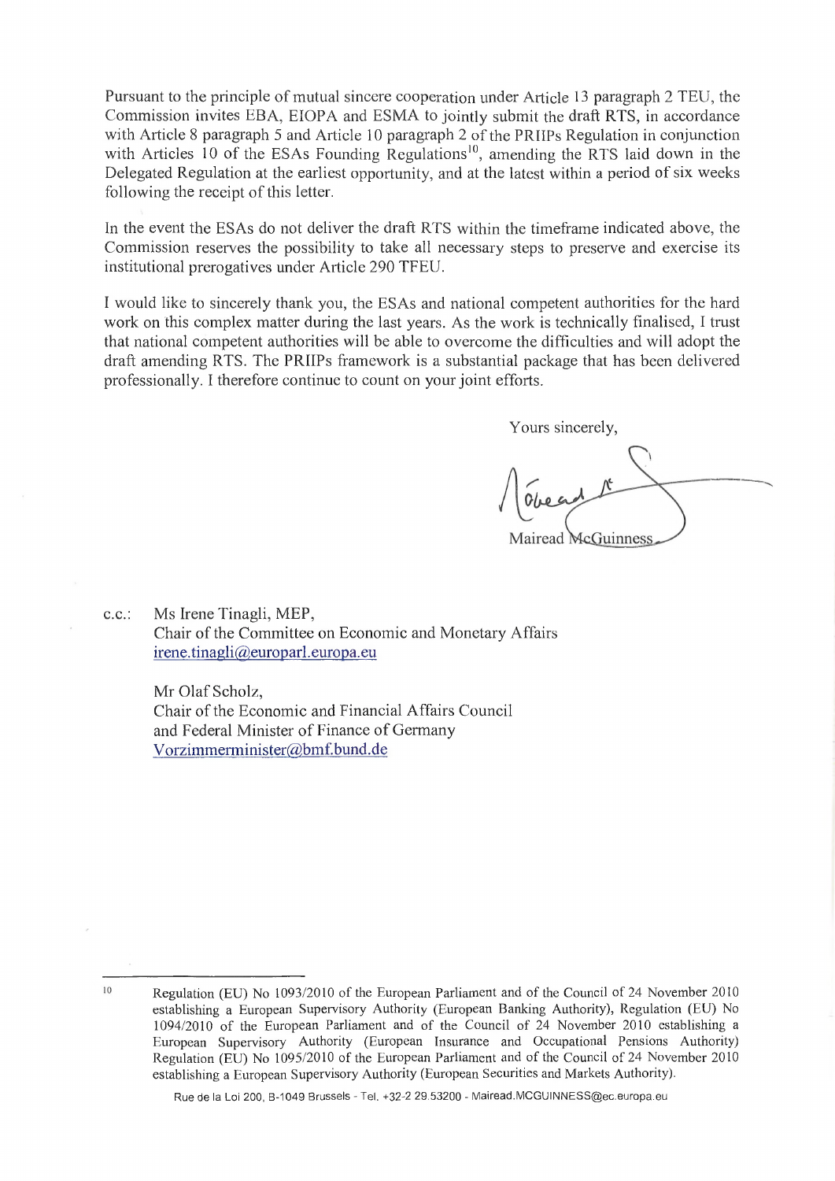Pursuant to the principle of mutual sincere cooperation under Article 13 paragraph 2 TEU, the Commission invites EBA, EIOPA and ESMA to jointly submit the draft RTS, in accordance with Article 8 paragraph 5 and Article 10 paragraph 2 of the PRIIPs Regulation in conjunction with Articles 10 of the ESAs Founding Regulations[10], amending the RTS laid down in the Delegated Regulation at the earliest opportunity, and at the latest within a period of six weeks following the receipt of this letter.

In the event the ESAs do not deliver the draft RTS within the timeframe indicated above, the Commission reserves the possibility to take all necessary steps to preserve and exercise its institutional prerogatives under Article 290 TFEU.

I would like to sincerely thank you, the ESAs and national competent authorities for the hard work on this complex matter during the last years. As the work is technically finalised, I trust that national competent authorities will be able to overcome the difficulties and will adopt the draft amending RTS. The PRIIPs framework is a substantial package that has been delivered professionally. I therefore continue to count on your joint efforts.

Yours sincerely,

Mairead McGuinness

c.c.: Ms Irene Tinagli, MEP,
Chair of the Committee on Economic and Monetary Affairs
irene.tinagli@europarl.europa.eu

Mr Olaf Scholz,
Chair of the Economic and Financial Affairs Council
and Federal Minister of Finance of Germany
Vorzimmerminister@bmf.bund.de

---

[10] Regulation (EU) No 1093/2010 of the European Parliament and of the Council of 24 November 2010 establishing a European Supervisory Authority (European Banking Authority), Regulation (EU) No 1094/2010 of the European Parliament and of the Council of 24 November 2010 establishing a European Supervisory Authority (European Insurance and Occupational Pensions Authority) Regulation (EU) No 1095/2010 of the European Parliament and of the Council of 24 November 2010 establishing a European Supervisory Authority (European Securities and Markets Authority).

Rue de la Loi 200, B-1049 Brussels - Tel. +32-2 29.53200 - Mairead.MCGUINNESS@ec.europa.eu